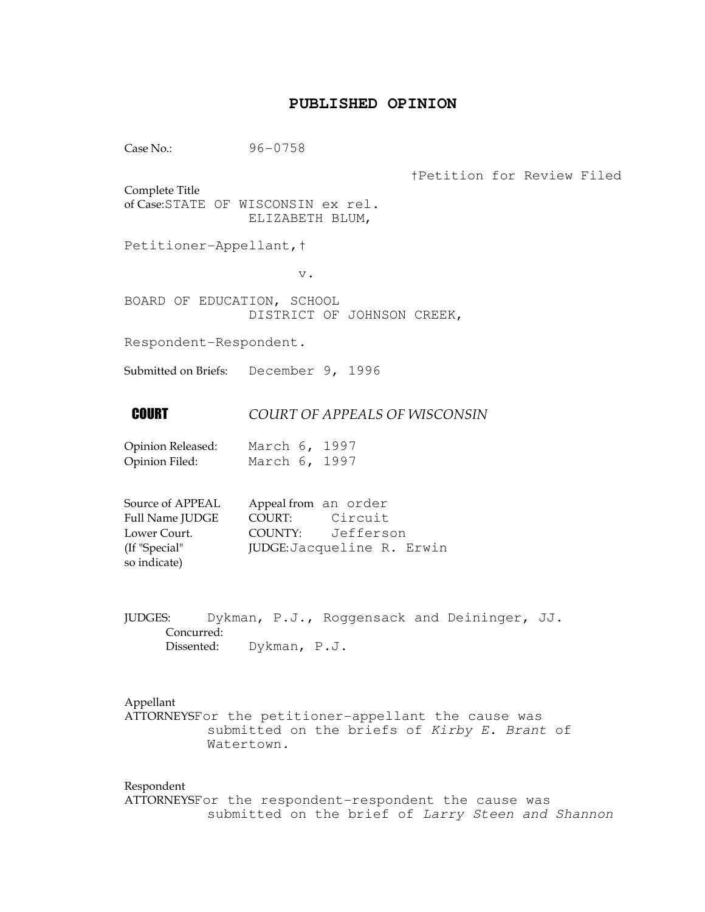# PUBLISHED OPINION

Case No.: 96-0758

†Petition for Review Filed

Complete Title of Case: STATE OF WISCONSIN ex rel. ELIZABETH BLUM,

Petitioner-Appellant,†

v.

BOARD OF EDUCATION, SCHOOL DISTRICT OF JOHNSON CREEK,

Respondent-Respondent.

Submitted on Briefs: December 9, 1996

**COURT** *COURT OF APPEALS OF WISCONSIN*

Opinion Released: March 6, 1997
Opinion Filed: March 6, 1997

Source of APPEAL Appeal from an order
Full Name JUDGE COURT: Circuit
Lower Court. COUNTY: Jefferson
(If "Special" so indicate) JUDGE: Jacqueline R. Erwin

JUDGES: Dykman, P.J., Roggensack and Deininger, JJ.
Concurred:
Dissented: Dykman, P.J.

Appellant
ATTORNEYS For the petitioner-appellant the cause was submitted on the briefs of *Kirby E. Brant* of Watertown.

Respondent
ATTORNEYS For the respondent-respondent the cause was submitted on the brief of *Larry Steen and Shannon*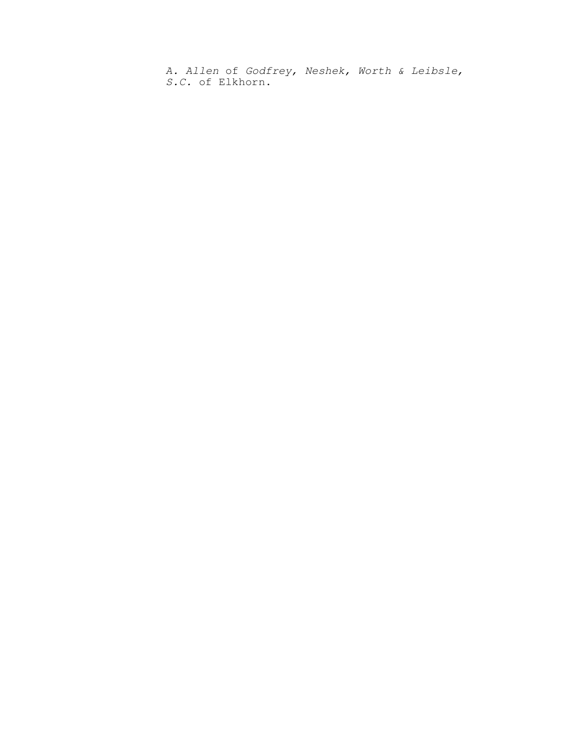*A. Allen* of *Godfrey, Neshek, Worth & Leibsle, S.C.* of Elkhorn.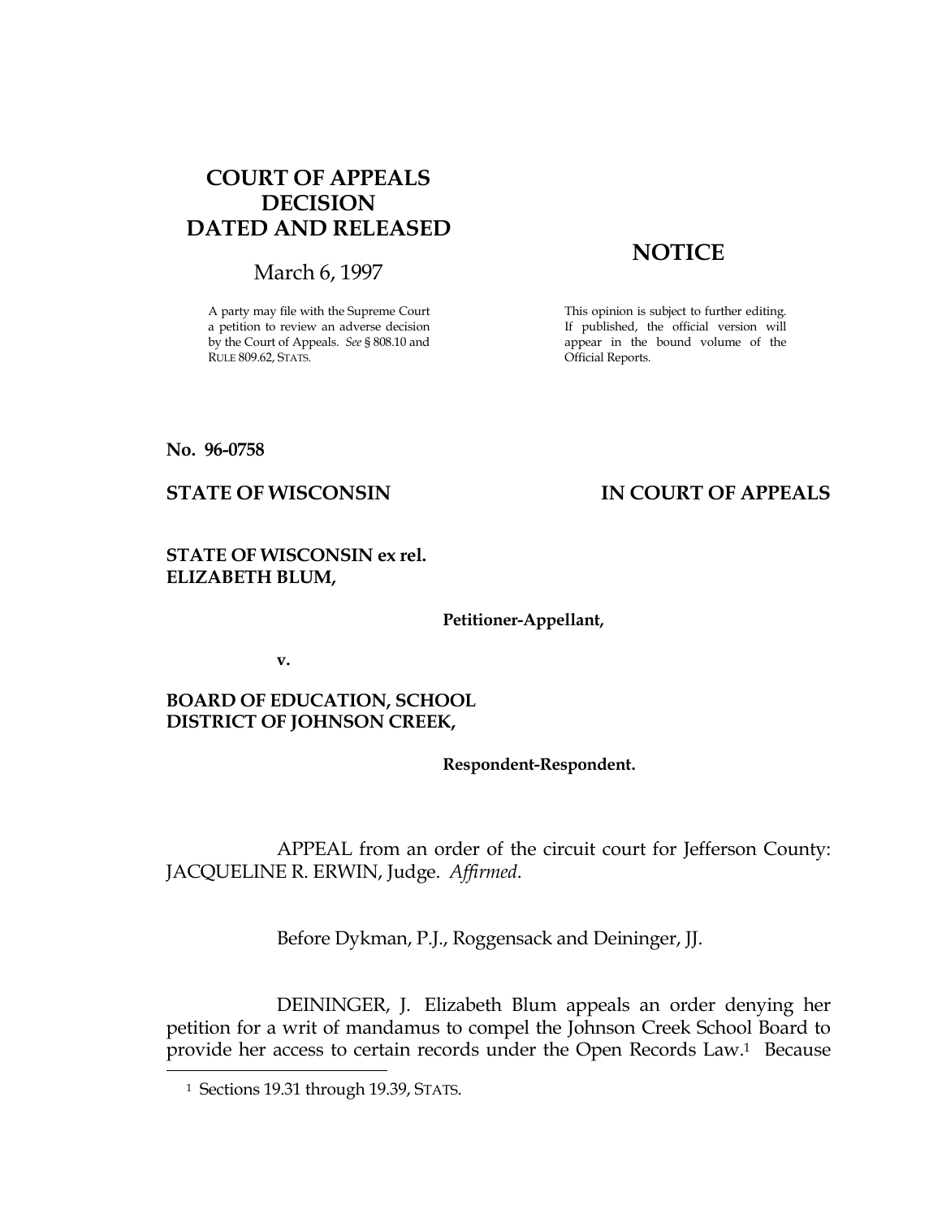**COURT OF APPEALS DECISION DATED AND RELEASED**

March 6, 1997

A party may file with the Supreme Court a petition to review an adverse decision by the Court of Appeals. *See* § 808.10 and RULE 809.62, STATS.

**NOTICE**

This opinion is subject to further editing. If published, the official version will appear in the bound volume of the Official Reports.

**No. 96-0758**

**STATE OF WISCONSIN** **IN COURT OF APPEALS**

**STATE OF WISCONSIN ex rel. ELIZABETH BLUM,**

**Petitioner-Appellant,**

**v.**

**BOARD OF EDUCATION, SCHOOL DISTRICT OF JOHNSON CREEK,**

**Respondent-Respondent.**

APPEAL from an order of the circuit court for Jefferson County: JACQUELINE R. ERWIN, Judge. *Affirmed*.

Before Dykman, P.J., Roggensack and Deininger, JJ.

DEININGER, J. Elizabeth Blum appeals an order denying her petition for a writ of mandamus to compel the Johnson Creek School Board to provide her access to certain records under the Open Records Law.[1] Because

[1] Sections 19.31 through 19.39, STATS.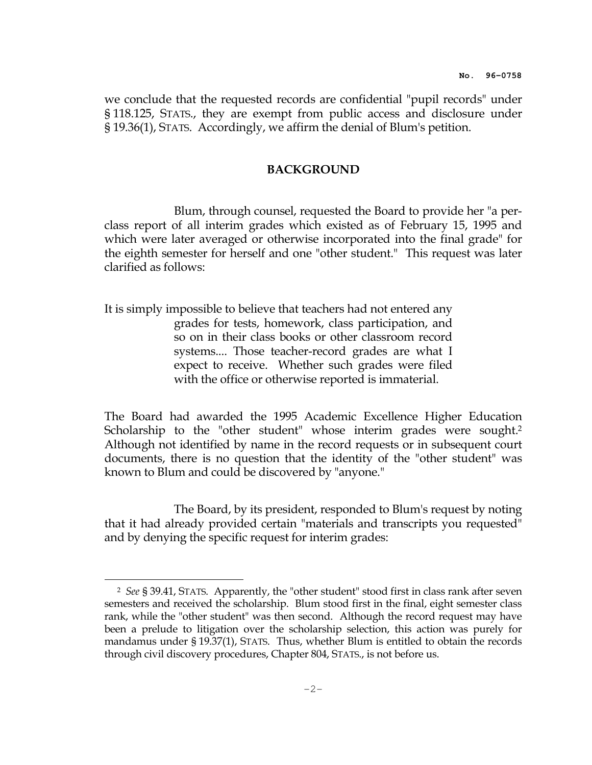we conclude that the requested records are confidential "pupil records" under § 118.125, STATS., they are exempt from public access and disclosure under § 19.36(1), STATS. Accordingly, we affirm the denial of Blum's petition.

## BACKGROUND

Blum, through counsel, requested the Board to provide her "a per-class report of all interim grades which existed as of February 15, 1995 and which were later averaged or otherwise incorporated into the final grade" for the eighth semester for herself and one "other student." This request was later clarified as follows:

> It is simply impossible to believe that teachers had not entered any grades for tests, homework, class participation, and so on in their class books or other classroom record systems.... Those teacher-record grades are what I expect to receive. Whether such grades were filed with the office or otherwise reported is immaterial.

The Board had awarded the 1995 Academic Excellence Higher Education Scholarship to the "other student" whose interim grades were sought.[2] Although not identified by name in the record requests or in subsequent court documents, there is no question that the identity of the "other student" was known to Blum and could be discovered by "anyone."

The Board, by its president, responded to Blum's request by noting that it had already provided certain "materials and transcripts you requested" and by denying the specific request for interim grades:

---

[2] *See* § 39.41, STATS. Apparently, the "other student" stood first in class rank after seven semesters and received the scholarship. Blum stood first in the final, eight semester class rank, while the "other student" was then second. Although the record request may have been a prelude to litigation over the scholarship selection, this action was purely for mandamus under § 19.37(1), STATS. Thus, whether Blum is entitled to obtain the records through civil discovery procedures, Chapter 804, STATS., is not before us.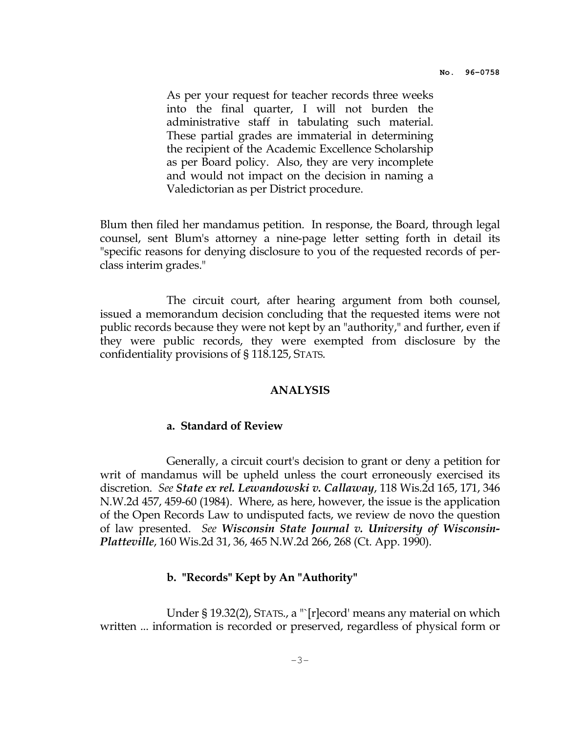> As per your request for teacher records three weeks into the final quarter, I will not burden the administrative staff in tabulating such material. These partial grades are immaterial in determining the recipient of the Academic Excellence Scholarship as per Board policy. Also, they are very incomplete and would not impact on the decision in naming a Valedictorian as per District procedure.

Blum then filed her mandamus petition. In response, the Board, through legal counsel, sent Blum's attorney a nine-page letter setting forth in detail its "specific reasons for denying disclosure to you of the requested records of per-class interim grades."

The circuit court, after hearing argument from both counsel, issued a memorandum decision concluding that the requested items were not public records because they were not kept by an "authority," and further, even if they were public records, they were exempted from disclosure by the confidentiality provisions of § 118.125, STATS.

## ANALYSIS

### a. Standard of Review

Generally, a circuit court's decision to grant or deny a petition for writ of mandamus will be upheld unless the court erroneously exercised its discretion. *See* ***State ex rel. Lewandowski v. Callaway***, 118 Wis.2d 165, 171, 346 N.W.2d 457, 459-60 (1984). Where, as here, however, the issue is the application of the Open Records Law to undisputed facts, we review de novo the question of law presented. *See* ***Wisconsin State Journal v. University of Wisconsin-Platteville***, 160 Wis.2d 31, 36, 465 N.W.2d 266, 268 (Ct. App. 1990).

### b. "Records" Kept by An "Authority"

Under § 19.32(2), STATS., a "`[r]ecord' means any material on which written ... information is recorded or preserved, regardless of physical form or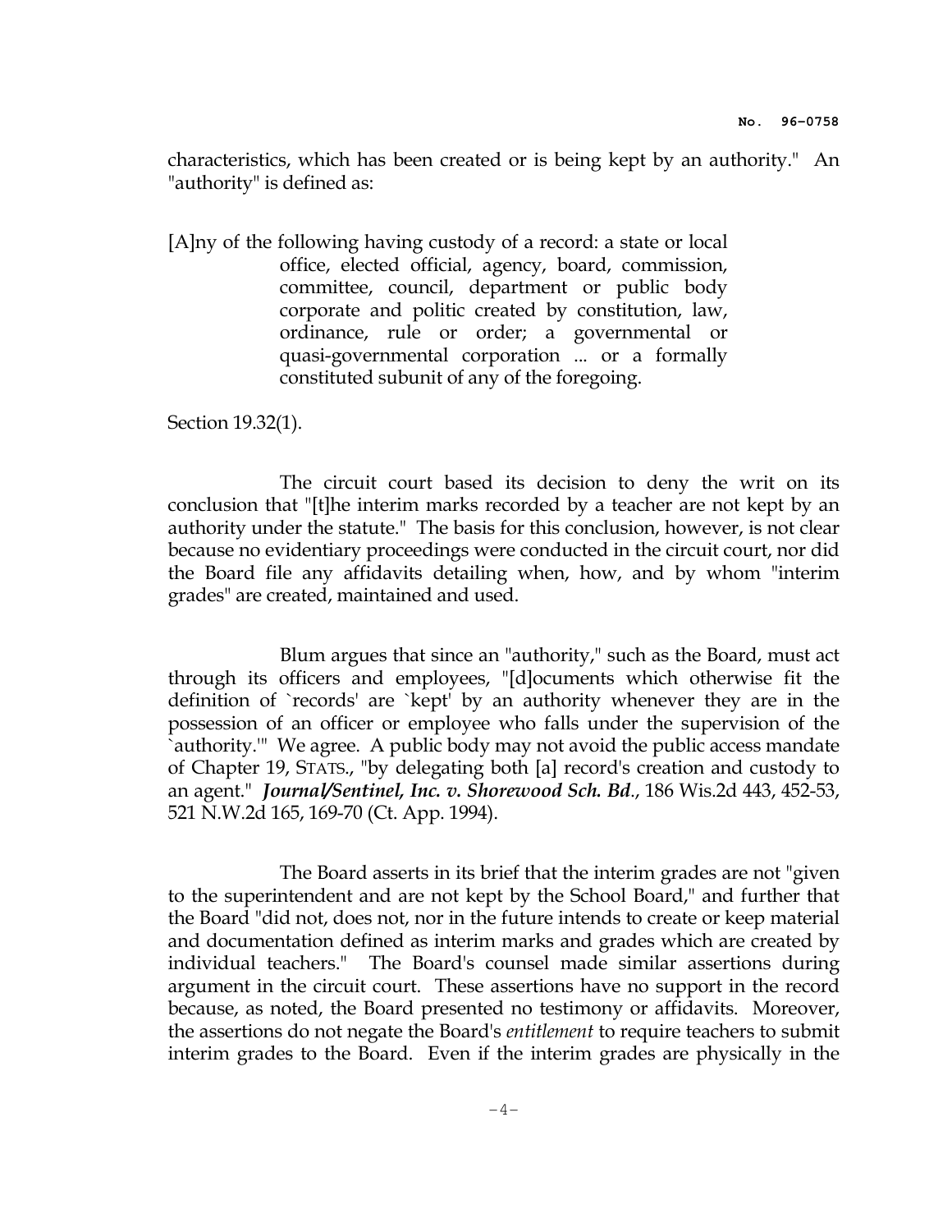characteristics, which has been created or is being kept by an authority." An "authority" is defined as:

> [A]ny of the following having custody of a record: a state or local office, elected official, agency, board, commission, committee, council, department or public body corporate and politic created by constitution, law, ordinance, rule or order; a governmental or quasi-governmental corporation ... or a formally constituted subunit of any of the foregoing.

Section 19.32(1).

The circuit court based its decision to deny the writ on its conclusion that "[t]he interim marks recorded by a teacher are not kept by an authority under the statute." The basis for this conclusion, however, is not clear because no evidentiary proceedings were conducted in the circuit court, nor did the Board file any affidavits detailing when, how, and by whom "interim grades" are created, maintained and used.

Blum argues that since an "authority," such as the Board, must act through its officers and employees, "[d]ocuments which otherwise fit the definition of `records' are `kept' by an authority whenever they are in the possession of an officer or employee who falls under the supervision of the `authority.'" We agree. A public body may not avoid the public access mandate of Chapter 19, STATS., "by delegating both [a] record's creation and custody to an agent." ***Journal/Sentinel, Inc. v. Shorewood Sch. Bd.***, 186 Wis.2d 443, 452-53, 521 N.W.2d 165, 169-70 (Ct. App. 1994).

The Board asserts in its brief that the interim grades are not "given to the superintendent and are not kept by the School Board," and further that the Board "did not, does not, nor in the future intends to create or keep material and documentation defined as interim marks and grades which are created by individual teachers." The Board's counsel made similar assertions during argument in the circuit court. These assertions have no support in the record because, as noted, the Board presented no testimony or affidavits. Moreover, the assertions do not negate the Board's *entitlement* to require teachers to submit interim grades to the Board. Even if the interim grades are physically in the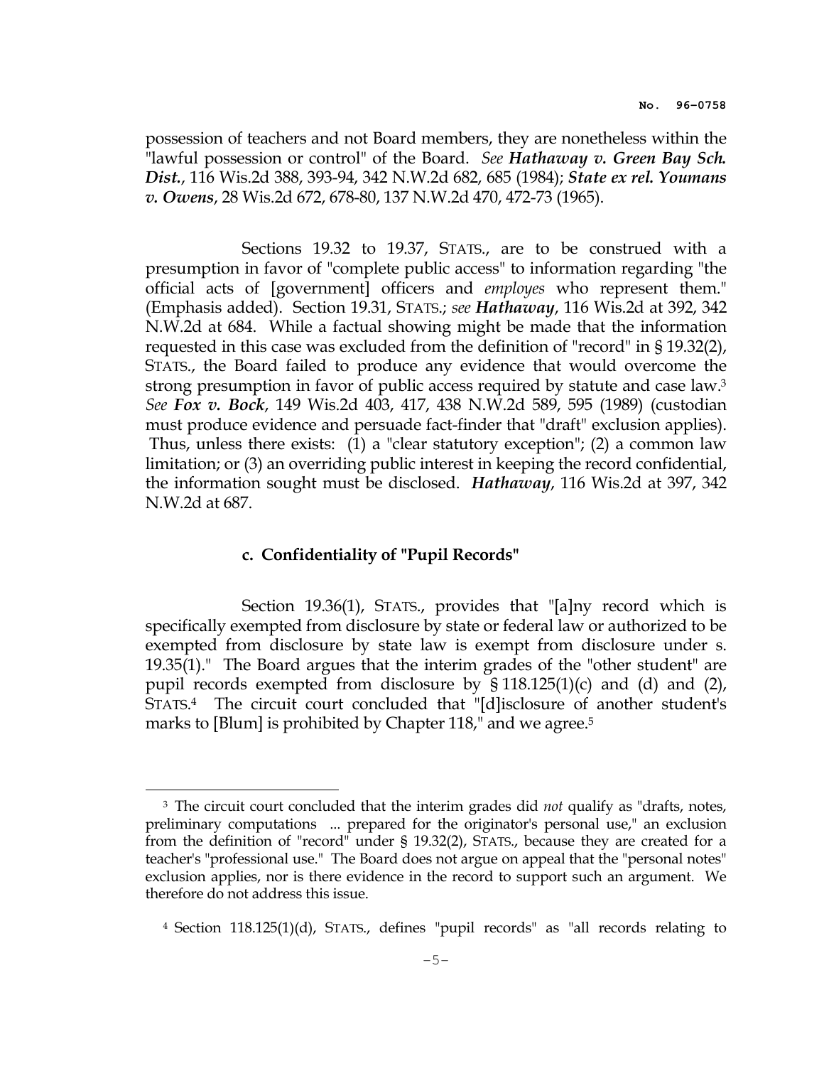possession of teachers and not Board members, they are nonetheless within the "lawful possession or control" of the Board. *See* ***Hathaway v. Green Bay Sch. Dist.***, 116 Wis.2d 388, 393-94, 342 N.W.2d 682, 685 (1984); ***State ex rel. Youmans v. Owens***, 28 Wis.2d 672, 678-80, 137 N.W.2d 470, 472-73 (1965).

Sections 19.32 to 19.37, STATS., are to be construed with a presumption in favor of "complete public access" to information regarding "the official acts of [government] officers and *employes* who represent them." (Emphasis added). Section 19.31, STATS.; *see* ***Hathaway***, 116 Wis.2d at 392, 342 N.W.2d at 684. While a factual showing might be made that the information requested in this case was excluded from the definition of "record" in § 19.32(2), STATS., the Board failed to produce any evidence that would overcome the strong presumption in favor of public access required by statute and case law.[3] *See* ***Fox v. Bock***, 149 Wis.2d 403, 417, 438 N.W.2d 589, 595 (1989) (custodian must produce evidence and persuade fact-finder that "draft" exclusion applies). Thus, unless there exists: (1) a "clear statutory exception"; (2) a common law limitation; or (3) an overriding public interest in keeping the record confidential, the information sought must be disclosed. ***Hathaway***, 116 Wis.2d at 397, 342 N.W.2d at 687.

### c. Confidentiality of "Pupil Records"

Section 19.36(1), STATS., provides that "[a]ny record which is specifically exempted from disclosure by state or federal law or authorized to be exempted from disclosure by state law is exempt from disclosure under s. 19.35(1)." The Board argues that the interim grades of the "other student" are pupil records exempted from disclosure by § 118.125(1)(c) and (d) and (2), STATS.[4] The circuit court concluded that "[d]isclosure of another student's marks to [Blum] is prohibited by Chapter 118," and we agree.[5]

---

[3] The circuit court concluded that the interim grades did *not* qualify as "drafts, notes, preliminary computations ... prepared for the originator's personal use," an exclusion from the definition of "record" under § 19.32(2), STATS., because they are created for a teacher's "professional use." The Board does not argue on appeal that the "personal notes" exclusion applies, nor is there evidence in the record to support such an argument. We therefore do not address this issue.

[4] Section 118.125(1)(d), STATS., defines "pupil records" as "all records relating to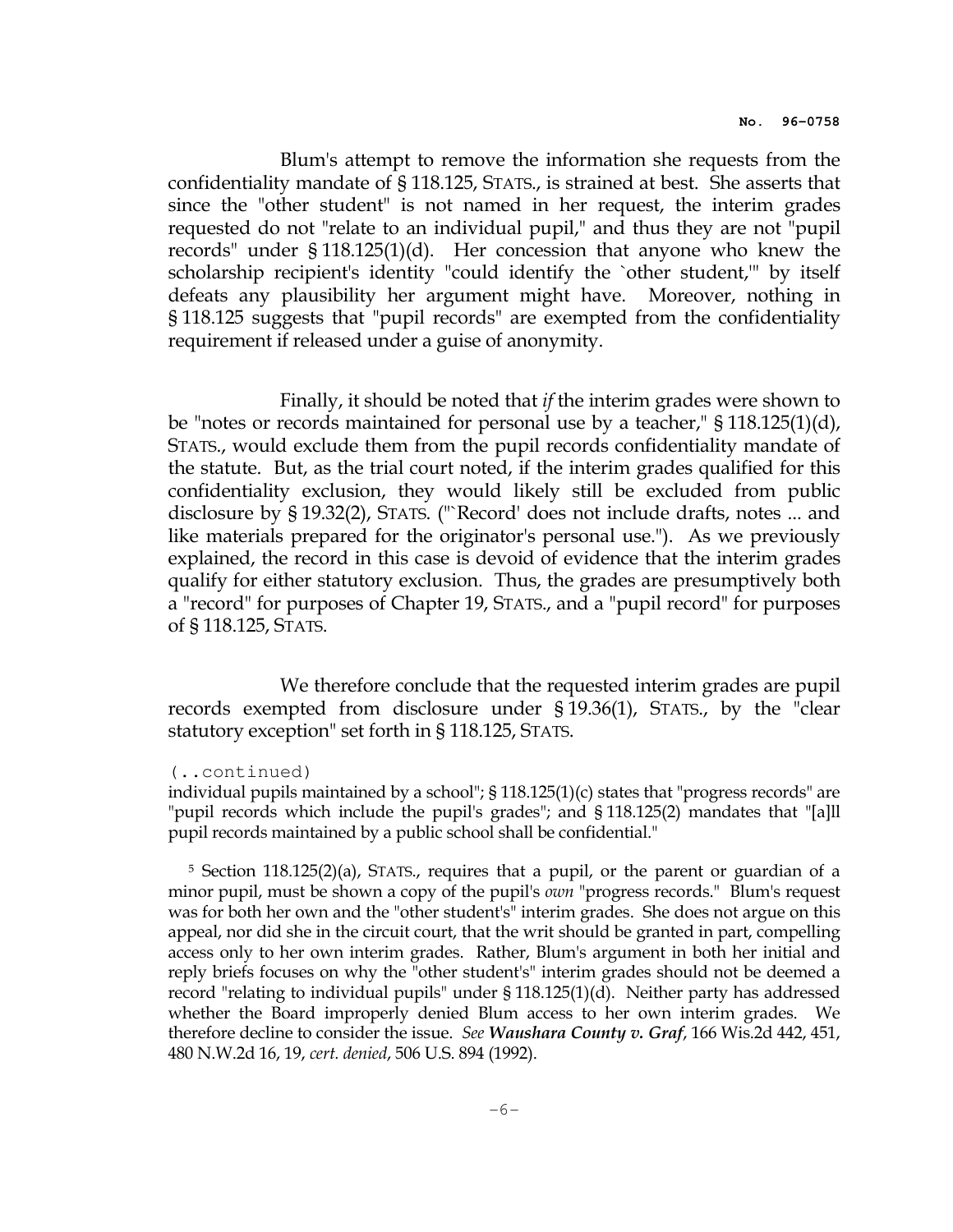Blum's attempt to remove the information she requests from the confidentiality mandate of § 118.125, STATS., is strained at best. She asserts that since the "other student" is not named in her request, the interim grades requested do not "relate to an individual pupil," and thus they are not "pupil records" under § 118.125(1)(d). Her concession that anyone who knew the scholarship recipient's identity "could identify the `other student,'" by itself defeats any plausibility her argument might have. Moreover, nothing in § 118.125 suggests that "pupil records" are exempted from the confidentiality requirement if released under a guise of anonymity.

Finally, it should be noted that *if* the interim grades were shown to be "notes or records maintained for personal use by a teacher," § 118.125(1)(d), STATS., would exclude them from the pupil records confidentiality mandate of the statute. But, as the trial court noted, if the interim grades qualified for this confidentiality exclusion, they would likely still be excluded from public disclosure by § 19.32(2), STATS. ("`Record' does not include drafts, notes ... and like materials prepared for the originator's personal use."). As we previously explained, the record in this case is devoid of evidence that the interim grades qualify for either statutory exclusion. Thus, the grades are presumptively both a "record" for purposes of Chapter 19, STATS., and a "pupil record" for purposes of § 118.125, STATS.

We therefore conclude that the requested interim grades are pupil records exempted from disclosure under § 19.36(1), STATS., by the "clear statutory exception" set forth in § 118.125, STATS.

(..continued)
individual pupils maintained by a school"; § 118.125(1)(c) states that "progress records" are "pupil records which include the pupil's grades"; and § 118.125(2) mandates that "[a]ll pupil records maintained by a public school shall be confidential."

[5] Section 118.125(2)(a), STATS., requires that a pupil, or the parent or guardian of a minor pupil, must be shown a copy of the pupil's *own* "progress records." Blum's request was for both her own and the "other student's" interim grades. She does not argue on this appeal, nor did she in the circuit court, that the writ should be granted in part, compelling access only to her own interim grades. Rather, Blum's argument in both her initial and reply briefs focuses on why the "other student's" interim grades should not be deemed a record "relating to individual pupils" under § 118.125(1)(d). Neither party has addressed whether the Board improperly denied Blum access to her own interim grades. We therefore decline to consider the issue. *See* ***Waushara County v. Graf***, 166 Wis.2d 442, 451, 480 N.W.2d 16, 19, *cert. denied*, 506 U.S. 894 (1992).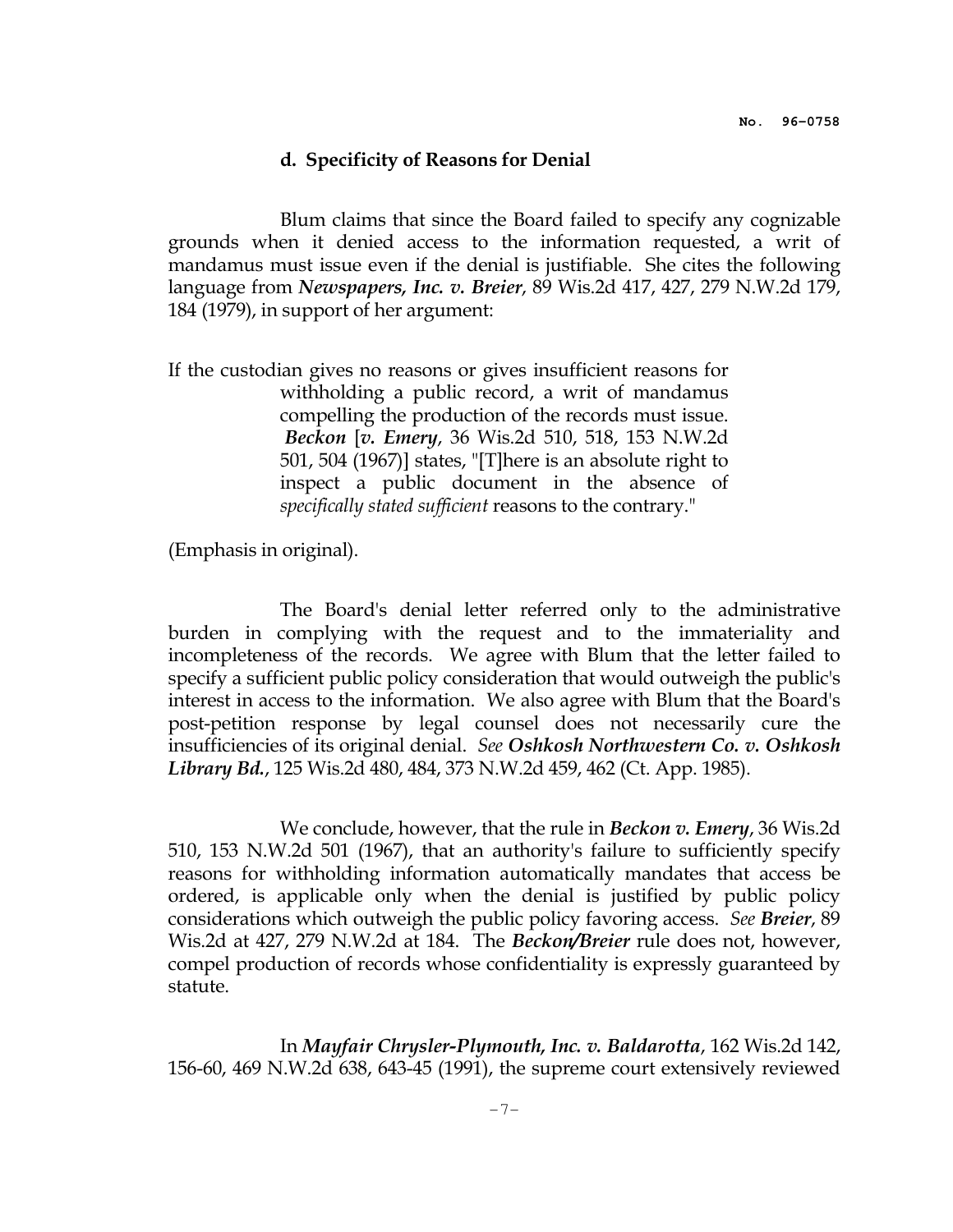### d. Specificity of Reasons for Denial

Blum claims that since the Board failed to specify any cognizable grounds when it denied access to the information requested, a writ of mandamus must issue even if the denial is justifiable. She cites the following language from ***Newspapers, Inc. v. Breier***, 89 Wis.2d 417, 427, 279 N.W.2d 179, 184 (1979), in support of her argument:

> If the custodian gives no reasons or gives insufficient reasons for withholding a public record, a writ of mandamus compelling the production of the records must issue. ***Beckon*** [***v. Emery***, 36 Wis.2d 510, 518, 153 N.W.2d 501, 504 (1967)] states, "[T]here is an absolute right to inspect a public document in the absence of *specifically stated sufficient* reasons to the contrary."

(Emphasis in original).

The Board's denial letter referred only to the administrative burden in complying with the request and to the immateriality and incompleteness of the records. We agree with Blum that the letter failed to specify a sufficient public policy consideration that would outweigh the public's interest in access to the information. We also agree with Blum that the Board's post-petition response by legal counsel does not necessarily cure the insufficiencies of its original denial. *See* ***Oshkosh Northwestern Co. v. Oshkosh Library Bd.***, 125 Wis.2d 480, 484, 373 N.W.2d 459, 462 (Ct. App. 1985).

We conclude, however, that the rule in ***Beckon v. Emery***, 36 Wis.2d 510, 153 N.W.2d 501 (1967), that an authority's failure to sufficiently specify reasons for withholding information automatically mandates that access be ordered, is applicable only when the denial is justified by public policy considerations which outweigh the public policy favoring access. *See* ***Breier***, 89 Wis.2d at 427, 279 N.W.2d at 184. The ***Beckon/Breier*** rule does not, however, compel production of records whose confidentiality is expressly guaranteed by statute.

In ***Mayfair Chrysler-Plymouth, Inc. v. Baldarotta***, 162 Wis.2d 142, 156-60, 469 N.W.2d 638, 643-45 (1991), the supreme court extensively reviewed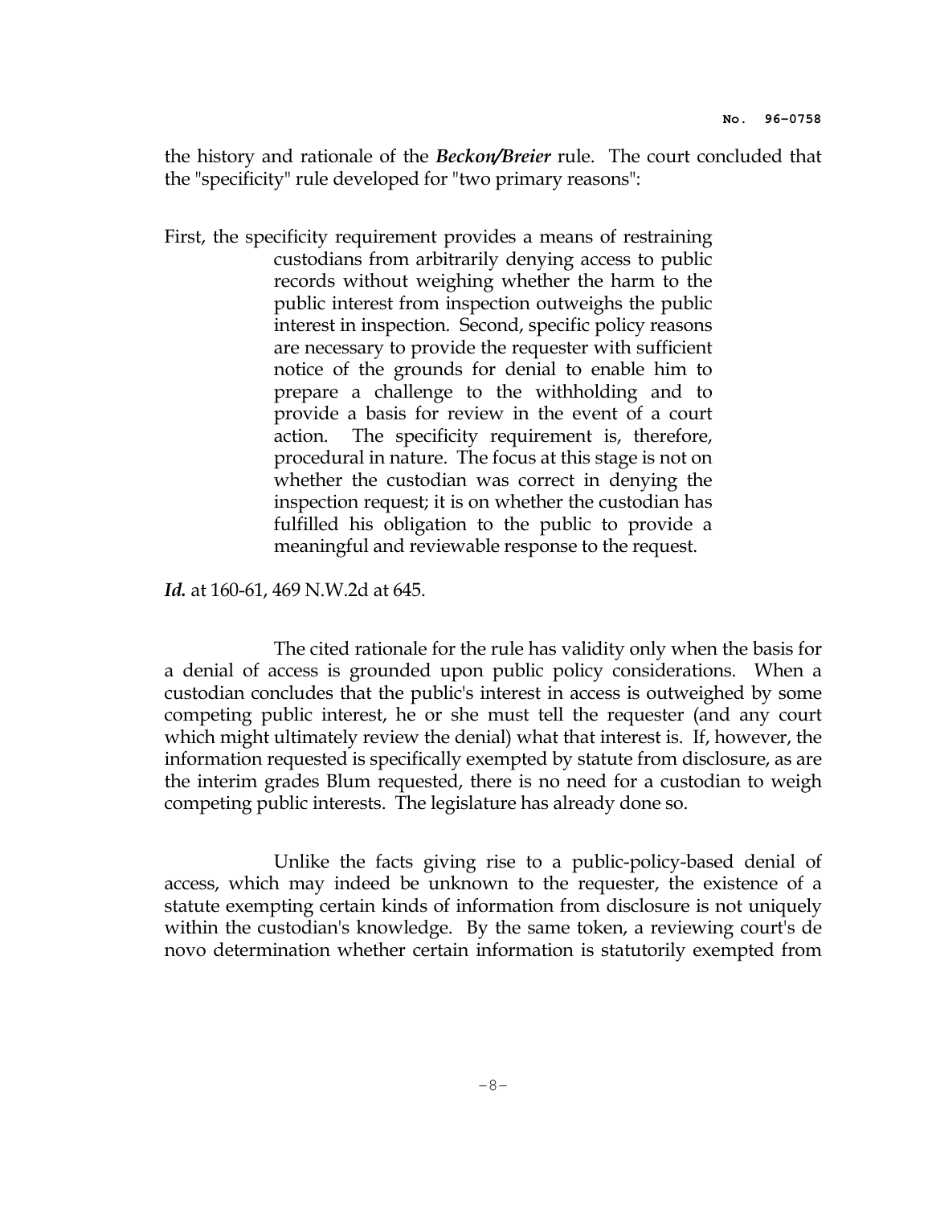the history and rationale of the ***Beckon/Breier*** rule. The court concluded that the "specificity" rule developed for "two primary reasons":

> First, the specificity requirement provides a means of restraining custodians from arbitrarily denying access to public records without weighing whether the harm to the public interest from inspection outweighs the public interest in inspection. Second, specific policy reasons are necessary to provide the requester with sufficient notice of the grounds for denial to enable him to prepare a challenge to the withholding and to provide a basis for review in the event of a court action. The specificity requirement is, therefore, procedural in nature. The focus at this stage is not on whether the custodian was correct in denying the inspection request; it is on whether the custodian has fulfilled his obligation to the public to provide a meaningful and reviewable response to the request.

***Id.*** at 160-61, 469 N.W.2d at 645.

The cited rationale for the rule has validity only when the basis for a denial of access is grounded upon public policy considerations. When a custodian concludes that the public's interest in access is outweighed by some competing public interest, he or she must tell the requester (and any court which might ultimately review the denial) what that interest is. If, however, the information requested is specifically exempted by statute from disclosure, as are the interim grades Blum requested, there is no need for a custodian to weigh competing public interests. The legislature has already done so.

Unlike the facts giving rise to a public-policy-based denial of access, which may indeed be unknown to the requester, the existence of a statute exempting certain kinds of information from disclosure is not uniquely within the custodian's knowledge. By the same token, a reviewing court's de novo determination whether certain information is statutorily exempted from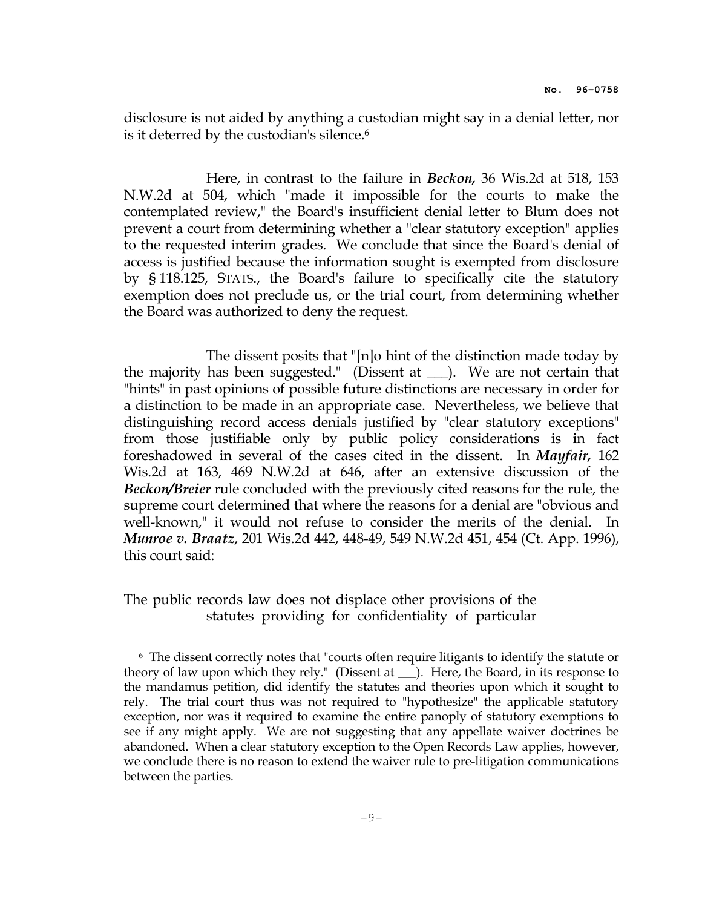disclosure is not aided by anything a custodian might say in a denial letter, nor is it deterred by the custodian's silence.[6]

Here, in contrast to the failure in ***Beckon,*** 36 Wis.2d at 518, 153 N.W.2d at 504, which "made it impossible for the courts to make the contemplated review," the Board's insufficient denial letter to Blum does not prevent a court from determining whether a "clear statutory exception" applies to the requested interim grades. We conclude that since the Board's denial of access is justified because the information sought is exempted from disclosure by § 118.125, STATS., the Board's failure to specifically cite the statutory exemption does not preclude us, or the trial court, from determining whether the Board was authorized to deny the request.

The dissent posits that "[n]o hint of the distinction made today by the majority has been suggested." (Dissent at ___). We are not certain that "hints" in past opinions of possible future distinctions are necessary in order for a distinction to be made in an appropriate case. Nevertheless, we believe that distinguishing record access denials justified by "clear statutory exceptions" from those justifiable only by public policy considerations is in fact foreshadowed in several of the cases cited in the dissent. In ***Mayfair,*** 162 Wis.2d at 163, 469 N.W.2d at 646, after an extensive discussion of the ***Beckon/Breier*** rule concluded with the previously cited reasons for the rule, the supreme court determined that where the reasons for a denial are "obvious and well-known," it would not refuse to consider the merits of the denial. In ***Munroe v. Braatz***, 201 Wis.2d 442, 448-49, 549 N.W.2d 451, 454 (Ct. App. 1996), this court said:

> The public records law does not displace other provisions of the statutes providing for confidentiality of particular

[6] The dissent correctly notes that "courts often require litigants to identify the statute or theory of law upon which they rely." (Dissent at ___). Here, the Board, in its response to the mandamus petition, did identify the statutes and theories upon which it sought to rely. The trial court thus was not required to "hypothesize" the applicable statutory exception, nor was it required to examine the entire panoply of statutory exemptions to see if any might apply. We are not suggesting that any appellate waiver doctrines be abandoned. When a clear statutory exception to the Open Records Law applies, however, we conclude there is no reason to extend the waiver rule to pre-litigation communications between the parties.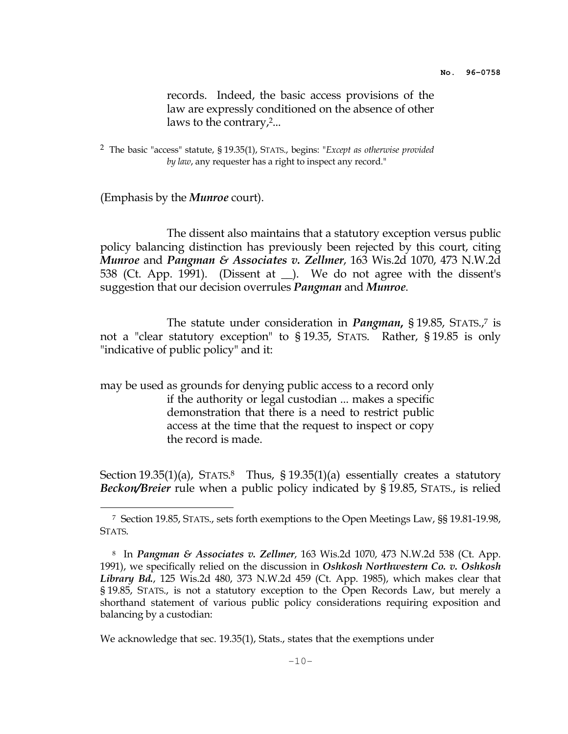> records. Indeed, the basic access provisions of the law are expressly conditioned on the absence of other laws to the contrary,[2]...
>
> [2] The basic "access" statute, § 19.35(1), STATS., begins: "*Except as otherwise provided by law*, any requester has a right to inspect any record."

(Emphasis by the ***Munroe*** court).

The dissent also maintains that a statutory exception versus public policy balancing distinction has previously been rejected by this court, citing ***Munroe*** and ***Pangman & Associates v. Zellmer***, 163 Wis.2d 1070, 473 N.W.2d 538 (Ct. App. 1991). (Dissent at __). We do not agree with the dissent's suggestion that our decision overrules ***Pangman*** and ***Munroe***.

The statute under consideration in ***Pangman***, § 19.85, STATS.,[7] is not a "clear statutory exception" to § 19.35, STATS. Rather, § 19.85 is only "indicative of public policy" and it:

> may be used as grounds for denying public access to a record only if the authority or legal custodian ... makes a specific demonstration that there is a need to restrict public access at the time that the request to inspect or copy the record is made.

Section 19.35(1)(a), STATS.[8] Thus, § 19.35(1)(a) essentially creates a statutory ***Beckon/Breier*** rule when a public policy indicated by § 19.85, STATS., is relied

---

[7] Section 19.85, STATS., sets forth exemptions to the Open Meetings Law, §§ 19.81-19.98, STATS.

[8] In ***Pangman & Associates v. Zellmer***, 163 Wis.2d 1070, 473 N.W.2d 538 (Ct. App. 1991), we specifically relied on the discussion in ***Oshkosh Northwestern Co. v. Oshkosh Library Bd.***, 125 Wis.2d 480, 373 N.W.2d 459 (Ct. App. 1985), which makes clear that § 19.85, STATS., is not a statutory exception to the Open Records Law, but merely a shorthand statement of various public policy considerations requiring exposition and balancing by a custodian:

We acknowledge that sec. 19.35(1), Stats., states that the exemptions under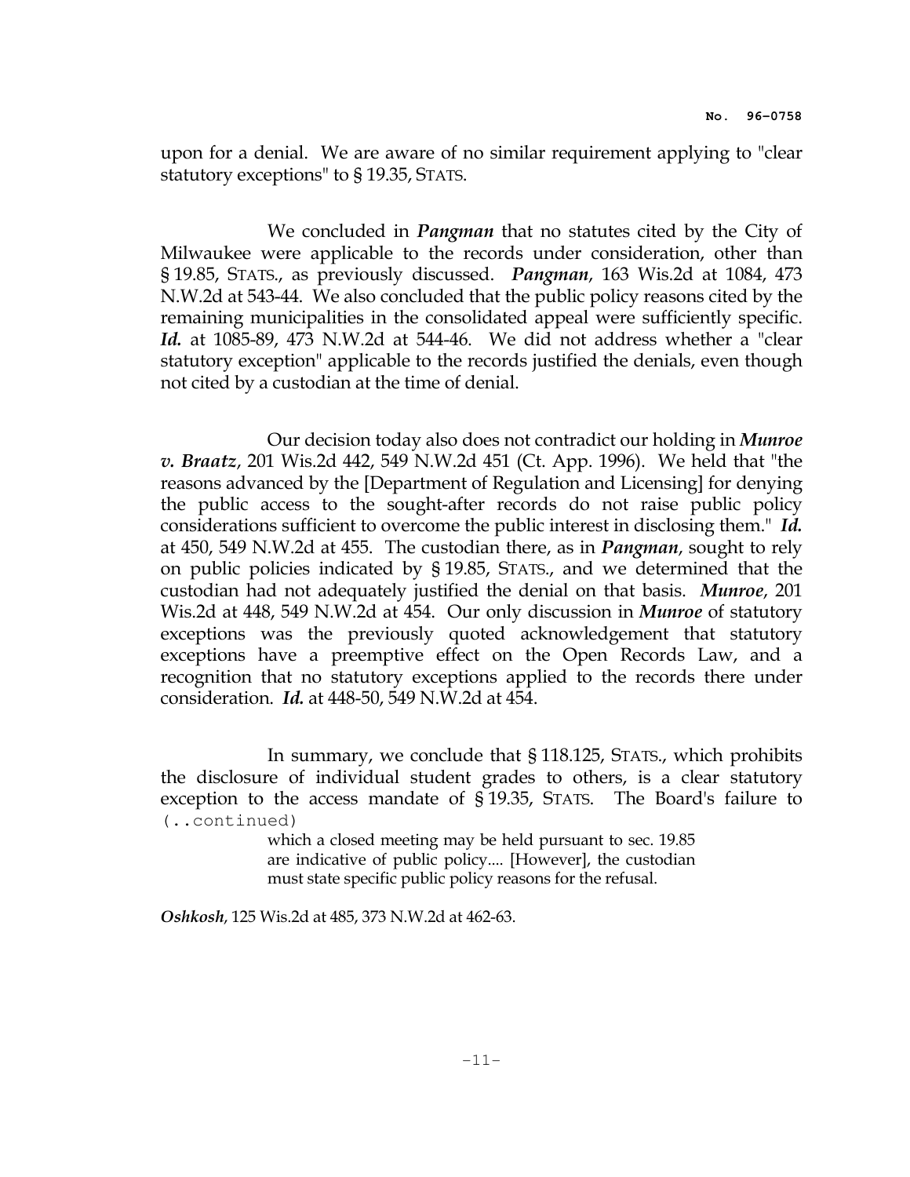upon for a denial. We are aware of no similar requirement applying to "clear statutory exceptions" to § 19.35, STATS.

We concluded in ***Pangman*** that no statutes cited by the City of Milwaukee were applicable to the records under consideration, other than § 19.85, STATS., as previously discussed. ***Pangman***, 163 Wis.2d at 1084, 473 N.W.2d at 543-44. We also concluded that the public policy reasons cited by the remaining municipalities in the consolidated appeal were sufficiently specific. ***Id.*** at 1085-89, 473 N.W.2d at 544-46. We did not address whether a "clear statutory exception" applicable to the records justified the denials, even though not cited by a custodian at the time of denial.

Our decision today also does not contradict our holding in ***Munroe v. Braatz***, 201 Wis.2d 442, 549 N.W.2d 451 (Ct. App. 1996). We held that "the reasons advanced by the [Department of Regulation and Licensing] for denying the public access to the sought-after records do not raise public policy considerations sufficient to overcome the public interest in disclosing them." ***Id.*** at 450, 549 N.W.2d at 455. The custodian there, as in ***Pangman***, sought to rely on public policies indicated by § 19.85, STATS., and we determined that the custodian had not adequately justified the denial on that basis. ***Munroe***, 201 Wis.2d at 448, 549 N.W.2d at 454. Our only discussion in ***Munroe*** of statutory exceptions was the previously quoted acknowledgement that statutory exceptions have a preemptive effect on the Open Records Law, and a recognition that no statutory exceptions applied to the records there under consideration. ***Id.*** at 448-50, 549 N.W.2d at 454.

In summary, we conclude that § 118.125, STATS., which prohibits the disclosure of individual student grades to others, is a clear statutory exception to the access mandate of § 19.35, STATS. The Board's failure to

(..continued)

> which a closed meeting may be held pursuant to sec. 19.85 are indicative of public policy.... [However], the custodian must state specific public policy reasons for the refusal.

***Oshkosh***, 125 Wis.2d at 485, 373 N.W.2d at 462-63.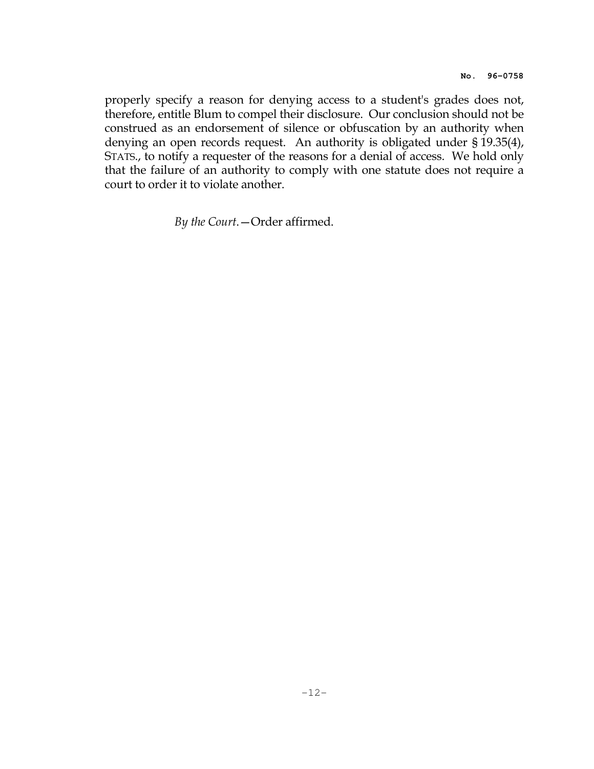properly specify a reason for denying access to a student's grades does not, therefore, entitle Blum to compel their disclosure. Our conclusion should not be construed as an endorsement of silence or obfuscation by an authority when denying an open records request. An authority is obligated under § 19.35(4), STATS., to notify a requester of the reasons for a denial of access. We hold only that the failure of an authority to comply with one statute does not require a court to order it to violate another.

*By the Court*.—Order affirmed.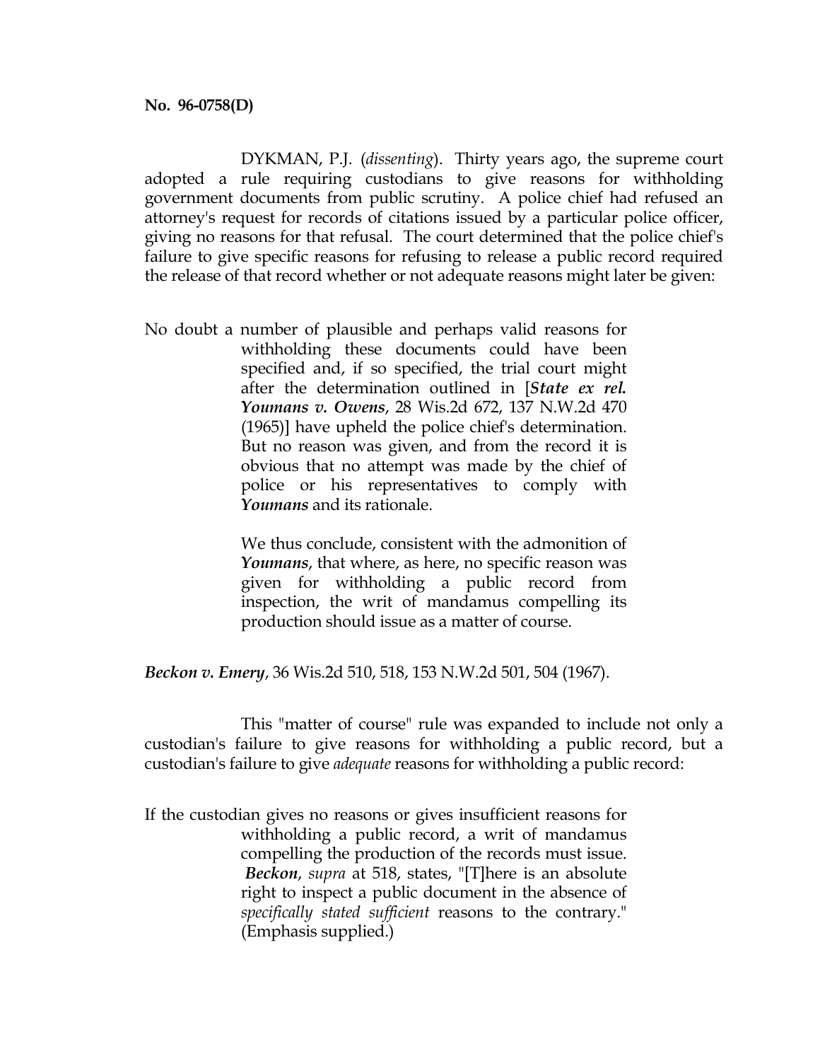**No. 96-0758(D)**

DYKMAN, P.J. (*dissenting*). Thirty years ago, the supreme court adopted a rule requiring custodians to give reasons for withholding government documents from public scrutiny. A police chief had refused an attorney's request for records of citations issued by a particular police officer, giving no reasons for that refusal. The court determined that the police chief's failure to give specific reasons for refusing to release a public record required the release of that record whether or not adequate reasons might later be given:

> No doubt a number of plausible and perhaps valid reasons for withholding these documents could have been specified and, if so specified, the trial court might after the determination outlined in [***State ex rel. Youmans v. Owens***, 28 Wis.2d 672, 137 N.W.2d 470 (1965)] have upheld the police chief's determination. But no reason was given, and from the record it is obvious that no attempt was made by the chief of police or his representatives to comply with ***Youmans*** and its rationale.
>
> We thus conclude, consistent with the admonition of ***Youmans***, that where, as here, no specific reason was given for withholding a public record from inspection, the writ of mandamus compelling its production should issue as a matter of course.

***Beckon v. Emery***, 36 Wis.2d 510, 518, 153 N.W.2d 501, 504 (1967).

This "matter of course" rule was expanded to include not only a custodian's failure to give reasons for withholding a public record, but a custodian's failure to give *adequate* reasons for withholding a public record:

> If the custodian gives no reasons or gives insufficient reasons for withholding a public record, a writ of mandamus compelling the production of the records must issue. ***Beckon***, *supra* at 518, states, "[T]here is an absolute right to inspect a public document in the absence of *specifically stated sufficient* reasons to the contrary." (Emphasis supplied.)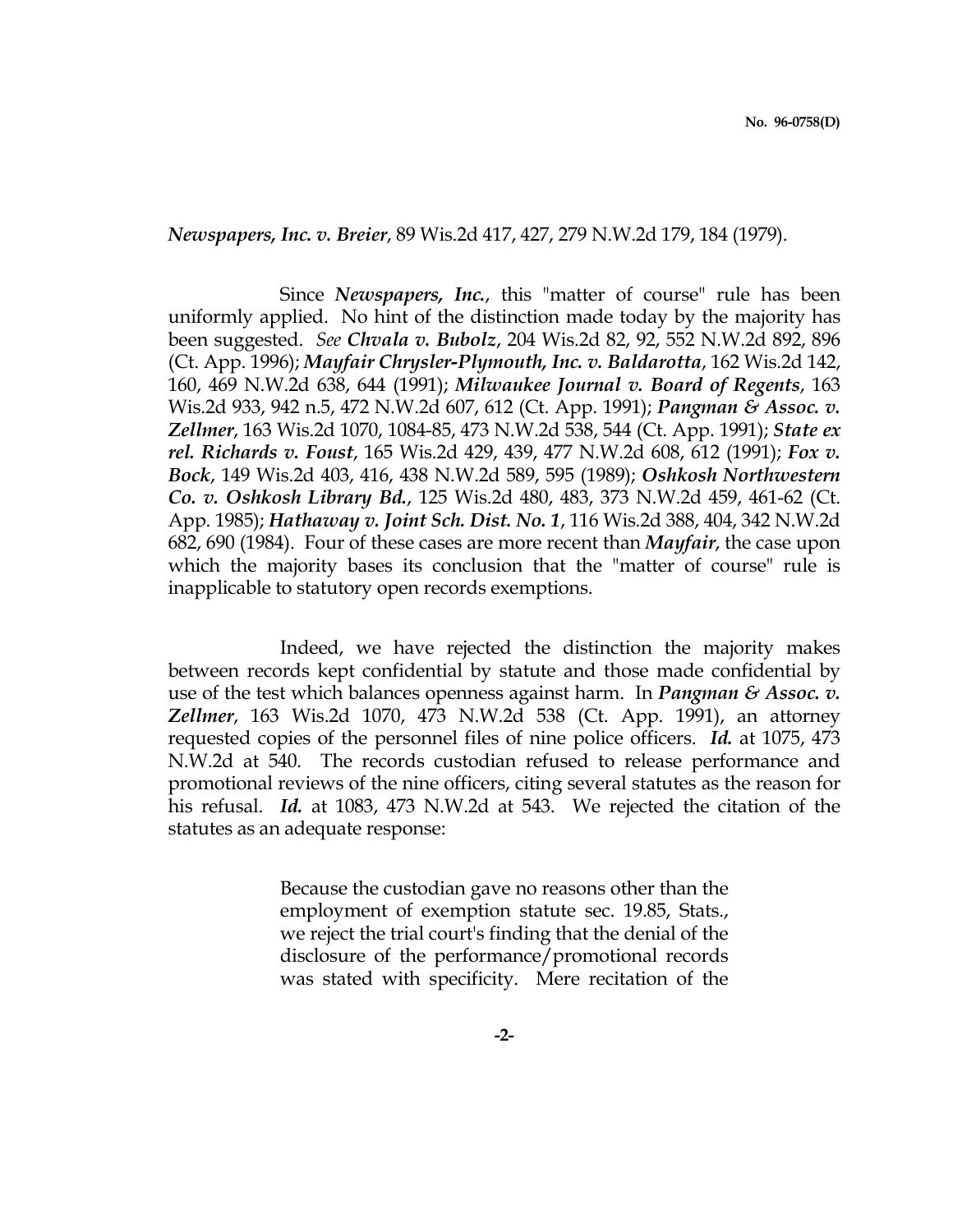*Newspapers, Inc. v. Breier*, 89 Wis.2d 417, 427, 279 N.W.2d 179, 184 (1979).

Since ***Newspapers, Inc.***, this "matter of course" rule has been uniformly applied. No hint of the distinction made today by the majority has been suggested. *See* ***Chvala v. Bubolz***, 204 Wis.2d 82, 92, 552 N.W.2d 892, 896 (Ct. App. 1996); ***Mayfair Chrysler-Plymouth, Inc. v. Baldarotta***, 162 Wis.2d 142, 160, 469 N.W.2d 638, 644 (1991); ***Milwaukee Journal v. Board of Regents***, 163 Wis.2d 933, 942 n.5, 472 N.W.2d 607, 612 (Ct. App. 1991); ***Pangman & Assoc. v. Zellmer***, 163 Wis.2d 1070, 1084-85, 473 N.W.2d 538, 544 (Ct. App. 1991); ***State ex rel. Richards v. Foust***, 165 Wis.2d 429, 439, 477 N.W.2d 608, 612 (1991); ***Fox v. Bock***, 149 Wis.2d 403, 416, 438 N.W.2d 589, 595 (1989); ***Oshkosh Northwestern Co. v. Oshkosh Library Bd.***, 125 Wis.2d 480, 483, 373 N.W.2d 459, 461-62 (Ct. App. 1985); ***Hathaway v. Joint Sch. Dist. No. 1***, 116 Wis.2d 388, 404, 342 N.W.2d 682, 690 (1984). Four of these cases are more recent than ***Mayfair***, the case upon which the majority bases its conclusion that the "matter of course" rule is inapplicable to statutory open records exemptions.

Indeed, we have rejected the distinction the majority makes between records kept confidential by statute and those made confidential by use of the test which balances openness against harm. In ***Pangman & Assoc. v. Zellmer***, 163 Wis.2d 1070, 473 N.W.2d 538 (Ct. App. 1991), an attorney requested copies of the personnel files of nine police officers. ***Id.*** at 1075, 473 N.W.2d at 540. The records custodian refused to release performance and promotional reviews of the nine officers, citing several statutes as the reason for his refusal. ***Id.*** at 1083, 473 N.W.2d at 543. We rejected the citation of the statutes as an adequate response:

> Because the custodian gave no reasons other than the employment of exemption statute sec. 19.85, Stats., we reject the trial court's finding that the denial of the disclosure of the performance/promotional records was stated with specificity. Mere recitation of the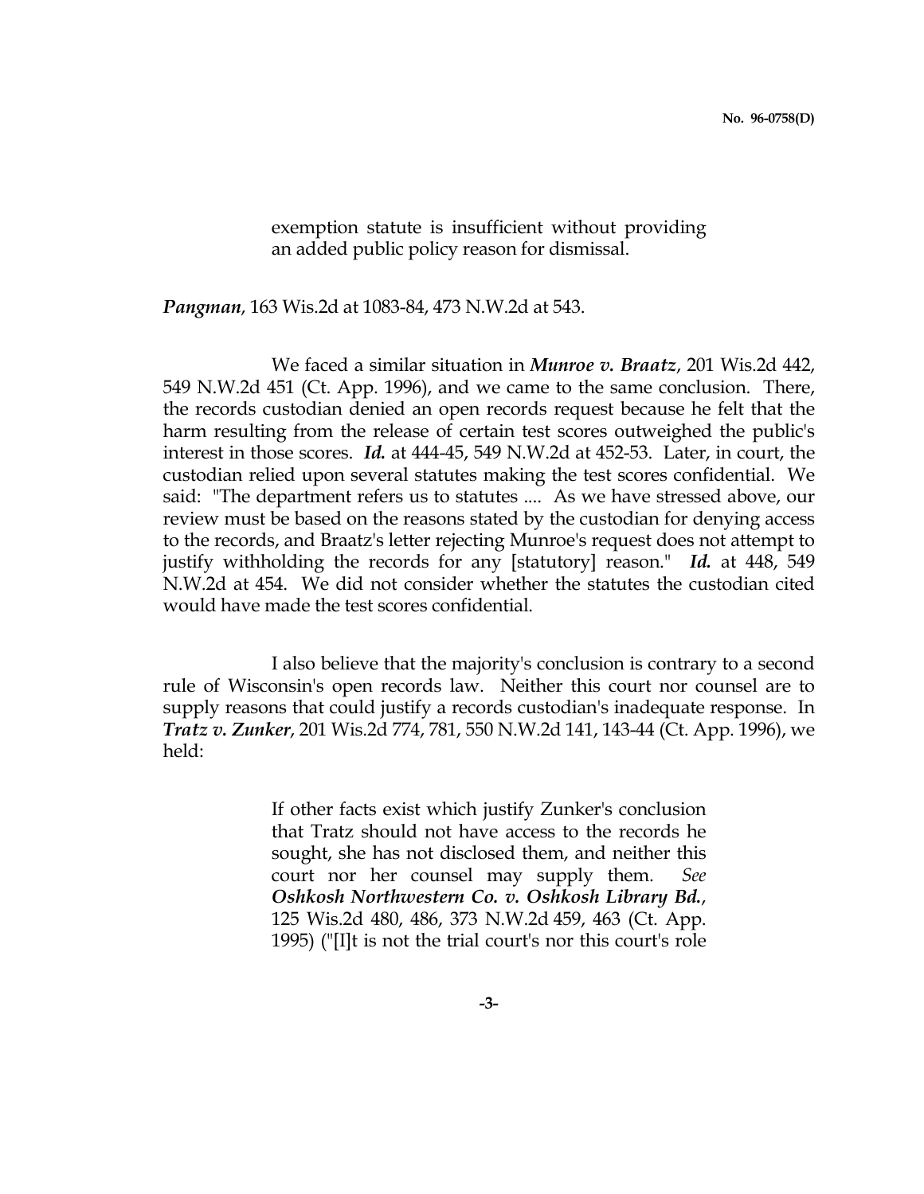> exemption statute is insufficient without providing an added public policy reason for dismissal.

***Pangman***, 163 Wis.2d at 1083-84, 473 N.W.2d at 543.

We faced a similar situation in ***Munroe v. Braatz***, 201 Wis.2d 442, 549 N.W.2d 451 (Ct. App. 1996), and we came to the same conclusion. There, the records custodian denied an open records request because he felt that the harm resulting from the release of certain test scores outweighed the public's interest in those scores. ***Id.*** at 444-45, 549 N.W.2d at 452-53. Later, in court, the custodian relied upon several statutes making the test scores confidential. We said: "The department refers us to statutes .... As we have stressed above, our review must be based on the reasons stated by the custodian for denying access to the records, and Braatz's letter rejecting Munroe's request does not attempt to justify withholding the records for any [statutory] reason." ***Id.*** at 448, 549 N.W.2d at 454. We did not consider whether the statutes the custodian cited would have made the test scores confidential.

I also believe that the majority's conclusion is contrary to a second rule of Wisconsin's open records law. Neither this court nor counsel are to supply reasons that could justify a records custodian's inadequate response. In ***Tratz v. Zunker***, 201 Wis.2d 774, 781, 550 N.W.2d 141, 143-44 (Ct. App. 1996), we held:

> If other facts exist which justify Zunker's conclusion that Tratz should not have access to the records he sought, she has not disclosed them, and neither this court nor her counsel may supply them. *See* ***Oshkosh Northwestern Co. v. Oshkosh Library Bd.***, 125 Wis.2d 480, 486, 373 N.W.2d 459, 463 (Ct. App. 1995) ("[I]t is not the trial court's nor this court's role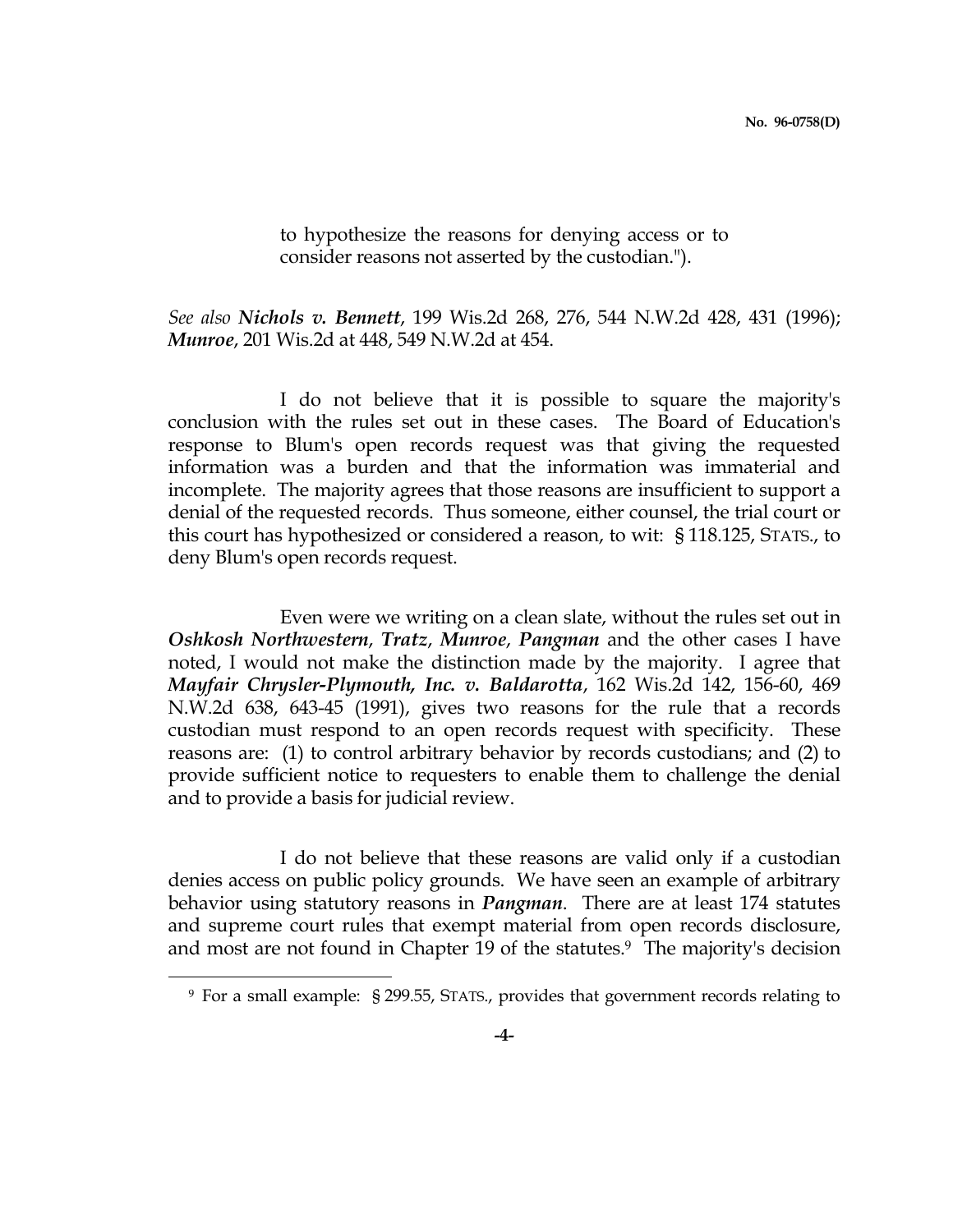to hypothesize the reasons for denying access or to consider reasons not asserted by the custodian.").

*See also* ***Nichols v. Bennett***, 199 Wis.2d 268, 276, 544 N.W.2d 428, 431 (1996); ***Munroe***, 201 Wis.2d at 448, 549 N.W.2d at 454.

I do not believe that it is possible to square the majority's conclusion with the rules set out in these cases. The Board of Education's response to Blum's open records request was that giving the requested information was a burden and that the information was immaterial and incomplete. The majority agrees that those reasons are insufficient to support a denial of the requested records. Thus someone, either counsel, the trial court or this court has hypothesized or considered a reason, to wit: § 118.125, STATS., to deny Blum's open records request.

Even were we writing on a clean slate, without the rules set out in ***Oshkosh Northwestern***, ***Tratz***, ***Munroe***, ***Pangman*** and the other cases I have noted, I would not make the distinction made by the majority. I agree that ***Mayfair Chrysler-Plymouth, Inc. v. Baldarotta***, 162 Wis.2d 142, 156-60, 469 N.W.2d 638, 643-45 (1991), gives two reasons for the rule that a records custodian must respond to an open records request with specificity. These reasons are: (1) to control arbitrary behavior by records custodians; and (2) to provide sufficient notice to requesters to enable them to challenge the denial and to provide a basis for judicial review.

I do not believe that these reasons are valid only if a custodian denies access on public policy grounds. We have seen an example of arbitrary behavior using statutory reasons in ***Pangman***. There are at least 174 statutes and supreme court rules that exempt material from open records disclosure, and most are not found in Chapter 19 of the statutes.[9] The majority's decision

[9] For a small example: § 299.55, STATS., provides that government records relating to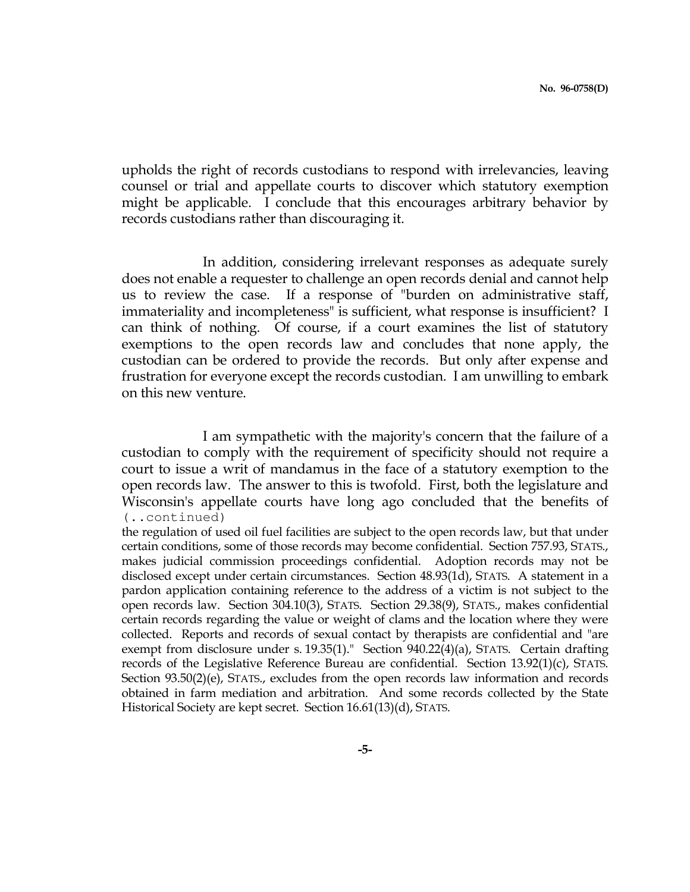upholds the right of records custodians to respond with irrelevancies, leaving counsel or trial and appellate courts to discover which statutory exemption might be applicable. I conclude that this encourages arbitrary behavior by records custodians rather than discouraging it.

In addition, considering irrelevant responses as adequate surely does not enable a requester to challenge an open records denial and cannot help us to review the case. If a response of "burden on administrative staff, immateriality and incompleteness" is sufficient, what response is insufficient? I can think of nothing. Of course, if a court examines the list of statutory exemptions to the open records law and concludes that none apply, the custodian can be ordered to provide the records. But only after expense and frustration for everyone except the records custodian. I am unwilling to embark on this new venture.

I am sympathetic with the majority's concern that the failure of a custodian to comply with the requirement of specificity should not require a court to issue a writ of mandamus in the face of a statutory exemption to the open records law. The answer to this is twofold. First, both the legislature and Wisconsin's appellate courts have long ago concluded that the benefits of

(..continued)

the regulation of used oil fuel facilities are subject to the open records law, but that under certain conditions, some of those records may become confidential. Section 757.93, STATS., makes judicial commission proceedings confidential. Adoption records may not be disclosed except under certain circumstances. Section 48.93(1d), STATS. A statement in a pardon application containing reference to the address of a victim is not subject to the open records law. Section 304.10(3), STATS. Section 29.38(9), STATS., makes confidential certain records regarding the value or weight of clams and the location where they were collected. Reports and records of sexual contact by therapists are confidential and "are exempt from disclosure under s. 19.35(1)." Section 940.22(4)(a), STATS. Certain drafting records of the Legislative Reference Bureau are confidential. Section 13.92(1)(c), STATS. Section 93.50(2)(e), STATS., excludes from the open records law information and records obtained in farm mediation and arbitration. And some records collected by the State Historical Society are kept secret. Section 16.61(13)(d), STATS.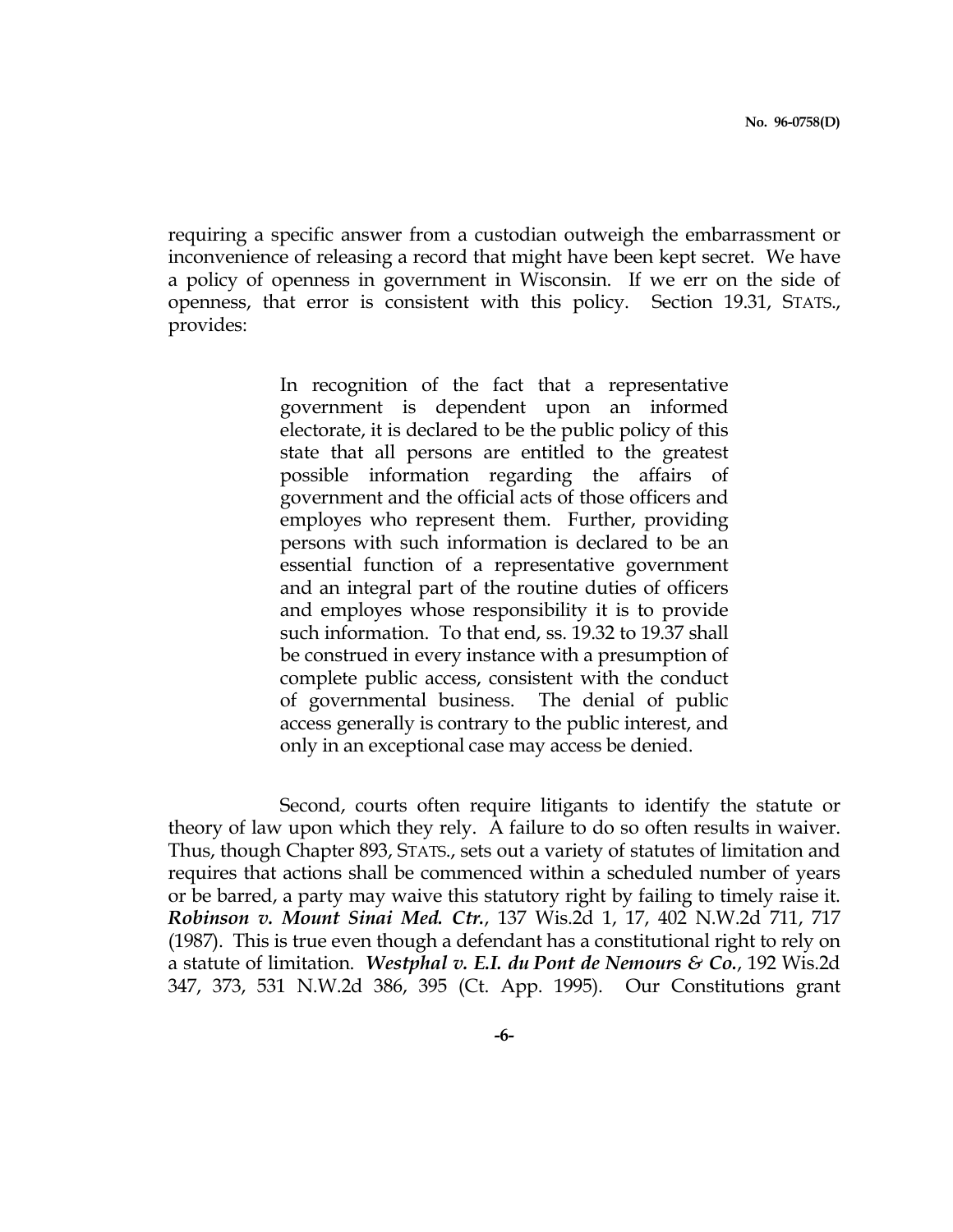requiring a specific answer from a custodian outweigh the embarrassment or inconvenience of releasing a record that might have been kept secret. We have a policy of openness in government in Wisconsin. If we err on the side of openness, that error is consistent with this policy. Section 19.31, STATS., provides:

> In recognition of the fact that a representative government is dependent upon an informed electorate, it is declared to be the public policy of this state that all persons are entitled to the greatest possible information regarding the affairs of government and the official acts of those officers and employes who represent them. Further, providing persons with such information is declared to be an essential function of a representative government and an integral part of the routine duties of officers and employes whose responsibility it is to provide such information. To that end, ss. 19.32 to 19.37 shall be construed in every instance with a presumption of complete public access, consistent with the conduct of governmental business. The denial of public access generally is contrary to the public interest, and only in an exceptional case may access be denied.

Second, courts often require litigants to identify the statute or theory of law upon which they rely. A failure to do so often results in waiver. Thus, though Chapter 893, STATS., sets out a variety of statutes of limitation and requires that actions shall be commenced within a scheduled number of years or be barred, a party may waive this statutory right by failing to timely raise it. ***Robinson v. Mount Sinai Med. Ctr.***, 137 Wis.2d 1, 17, 402 N.W.2d 711, 717 (1987). This is true even though a defendant has a constitutional right to rely on a statute of limitation. ***Westphal v. E.I. du Pont de Nemours & Co.***, 192 Wis.2d 347, 373, 531 N.W.2d 386, 395 (Ct. App. 1995). Our Constitutions grant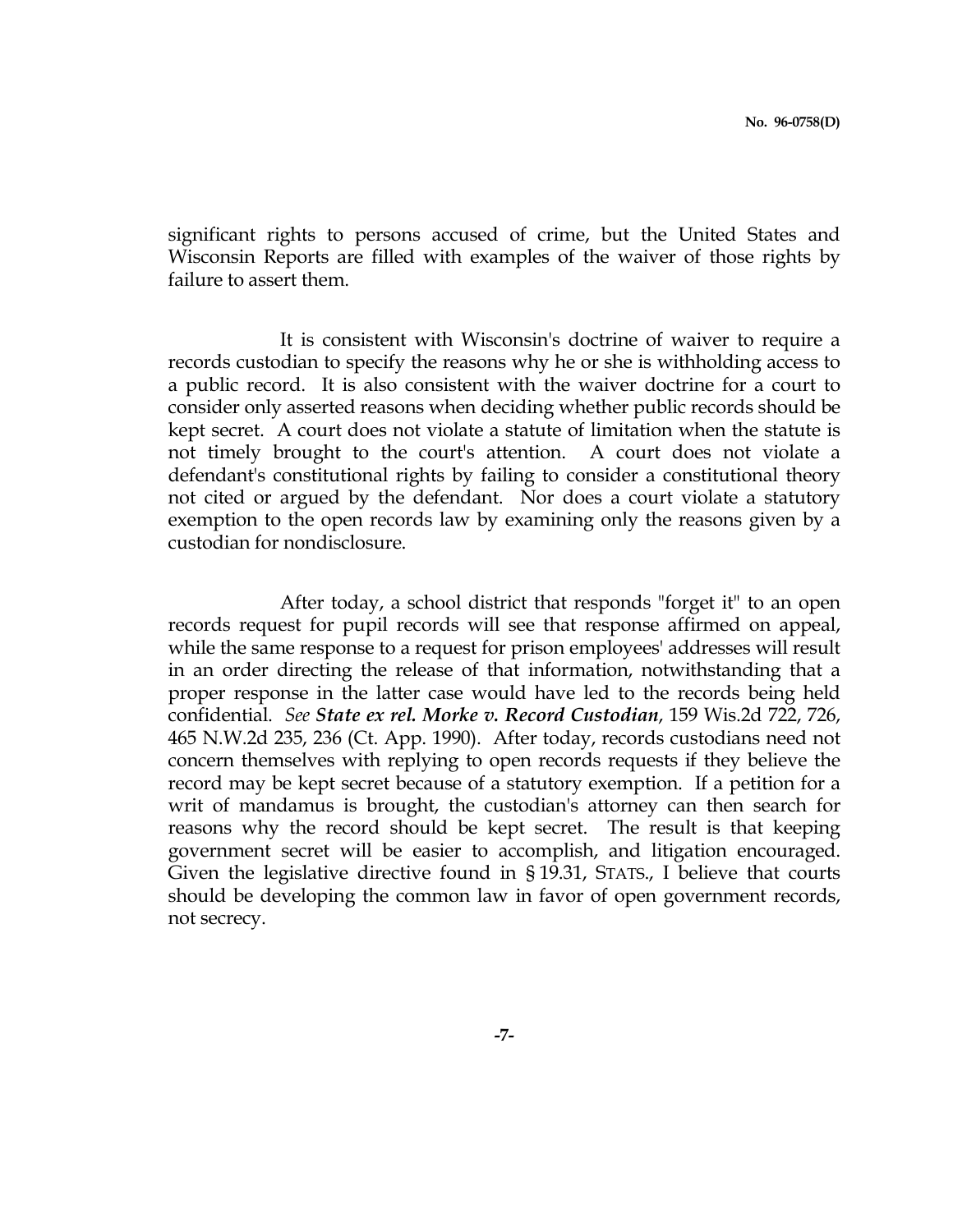significant rights to persons accused of crime, but the United States and Wisconsin Reports are filled with examples of the waiver of those rights by failure to assert them.

It is consistent with Wisconsin's doctrine of waiver to require a records custodian to specify the reasons why he or she is withholding access to a public record. It is also consistent with the waiver doctrine for a court to consider only asserted reasons when deciding whether public records should be kept secret. A court does not violate a statute of limitation when the statute is not timely brought to the court's attention. A court does not violate a defendant's constitutional rights by failing to consider a constitutional theory not cited or argued by the defendant. Nor does a court violate a statutory exemption to the open records law by examining only the reasons given by a custodian for nondisclosure.

After today, a school district that responds "forget it" to an open records request for pupil records will see that response affirmed on appeal, while the same response to a request for prison employees' addresses will result in an order directing the release of that information, notwithstanding that a proper response in the latter case would have led to the records being held confidential. *See* ***State ex rel. Morke v. Record Custodian***, 159 Wis.2d 722, 726, 465 N.W.2d 235, 236 (Ct. App. 1990). After today, records custodians need not concern themselves with replying to open records requests if they believe the record may be kept secret because of a statutory exemption. If a petition for a writ of mandamus is brought, the custodian's attorney can then search for reasons why the record should be kept secret. The result is that keeping government secret will be easier to accomplish, and litigation encouraged. Given the legislative directive found in § 19.31, STATS., I believe that courts should be developing the common law in favor of open government records, not secrecy.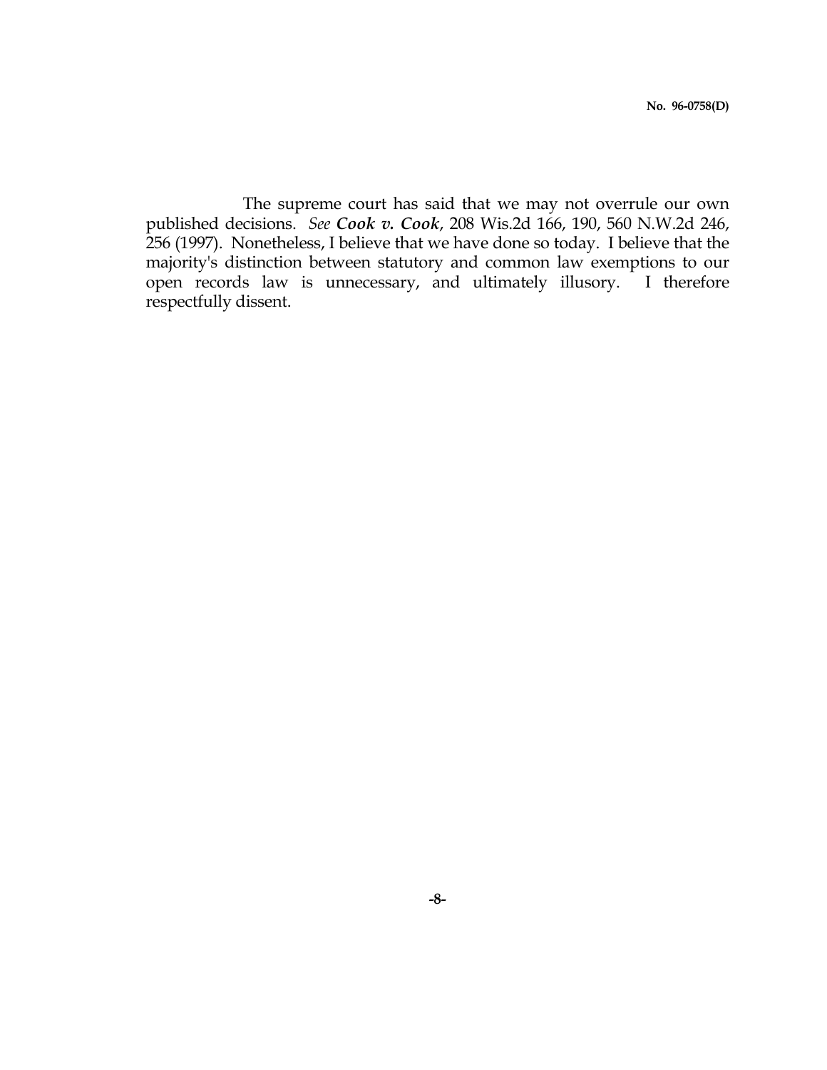The supreme court has said that we may not overrule our own published decisions. *See* ***Cook v. Cook***, 208 Wis.2d 166, 190, 560 N.W.2d 246, 256 (1997). Nonetheless, I believe that we have done so today. I believe that the majority's distinction between statutory and common law exemptions to our open records law is unnecessary, and ultimately illusory. I therefore respectfully dissent.